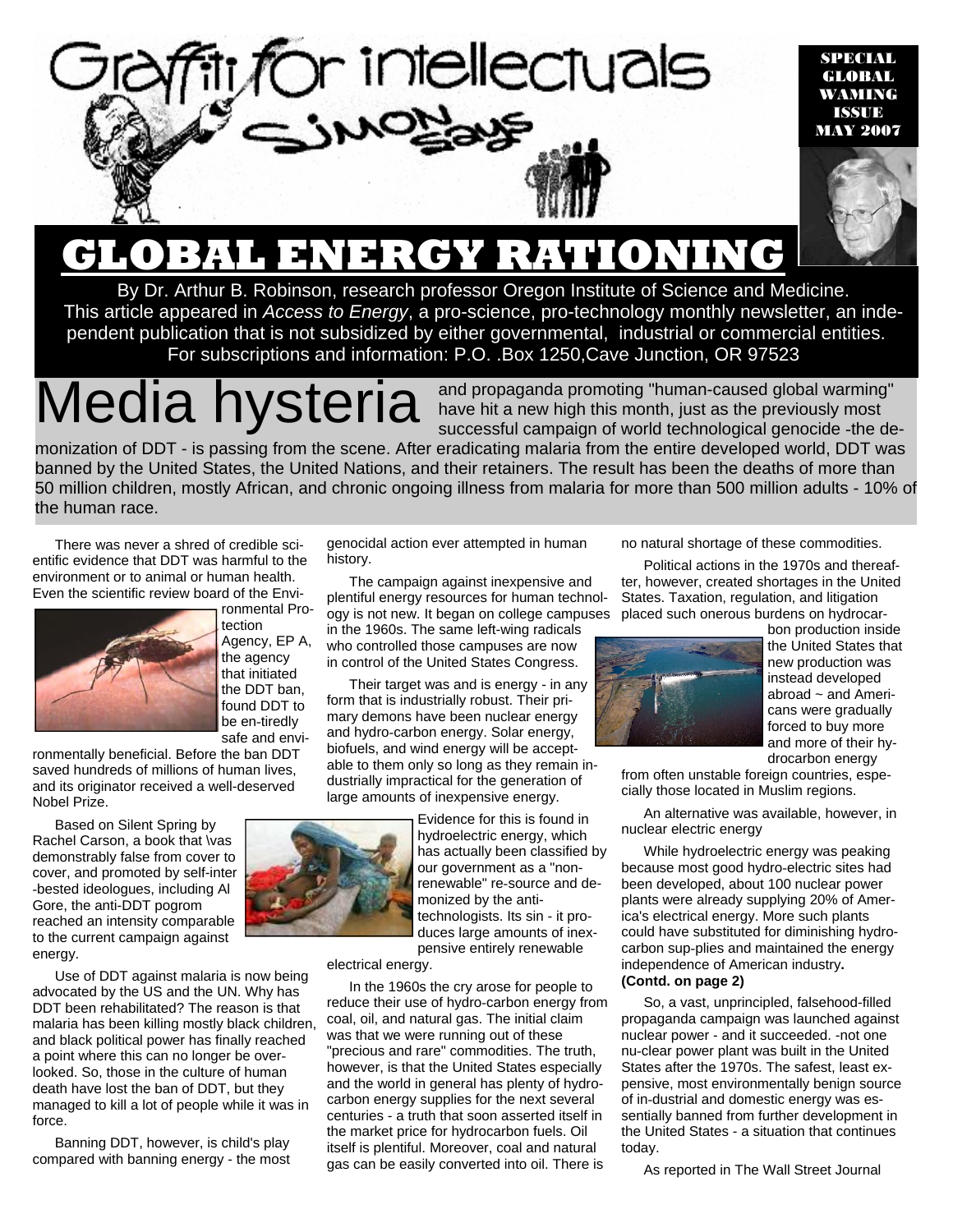Graffiti for intellectuals

Simon says

SPECIAL GLOBAL WAMING ISSUE MAY 2007

# GLOBAL ENERGY RATIONING

By Dr. Arthur B. Robinson, research professor Oregon Institute of Science and Medicine. This article appeared in *Access to Energy*, a pro-science, pro-technology monthly newsletter, an independent publication that is not subsidized by either governmental, industrial or commercial entities. For subscriptions and information: P.O. .Box 1250,Cave Junction, OR 97523

**Media hysteria** and propaganda promoting "human-caused global warming" have hit a new high this month, just as the previously most successful campaign of world technological genocide -the demonization of DDT - is passing from the scene. After eradicating malaria from the entire developed world, DDT was banned by the United States, the United Nations, and their retainers. The result has been the deaths of more than 50 million children, mostly African, and chronic ongoing illness from malaria for more than 500 million adults - 10% of the human race.

There was never a shred of credible scientific evidence that DDT was harmful to the environment or to animal or human health. Even the scientific review board of the Environmental Protection Agency, EP A, the agency that initiated the DDT ban, found DDT to be en-tiredly safe and environmentally beneficial. Before the ban DDT saved hundreds of millions of human lives, and its originator received a well-deserved Nobel Prize.

Based on Silent Spring by Rachel Carson, a book that \vas demonstrably false from cover to cover, and promoted by self-inter -bested ideologues, including Al Gore, the anti-DDT pogrom reached an intensity comparable to the current campaign against energy.

Use of DDT against malaria is now being advocated by the US and the UN. Why has DDT been rehabilitated? The reason is that malaria has been killing mostly black children, and black political power has finally reached a point where this can no longer be overlooked. So, those in the culture of human death have lost the ban of DDT, but they managed to kill a lot of people while it was in force.

Banning DDT, however, is child's play compared with banning energy - the most genocidal action ever attempted in human history.

The campaign against inexpensive and plentiful energy resources for human technology is not new. It began on college campuses in the 1960s. The same left-wing radicals who controlled those campuses are now in control of the United States Congress.

Their target was and is energy - in any form that is industrially robust. Their primary demons have been nuclear energy and hydro-carbon energy. Solar energy, biofuels, and wind energy will be acceptable to them only so long as they remain industrially impractical for the generation of large amounts of inexpensive energy.

Evidence for this is found in hydroelectric energy, which has actually been classified by our government as a "non-renewable" re-source and demonized by the anti-technologists. Its sin - it produces large amounts of inexpensive entirely renewable electrical energy.

In the 1960s the cry arose for people to reduce their use of hydro-carbon energy from coal, oil, and natural gas. The initial claim was that we were running out of these "precious and rare" commodities. The truth, however, is that the United States especially and the world in general has plenty of hydrocarbon energy supplies for the next several centuries - a truth that soon asserted itself in the market price for hydrocarbon fuels. Oil itself is plentiful. Moreover, coal and natural gas can be easily converted into oil. There is no natural shortage of these commodities.

Political actions in the 1970s and thereafter, however, created shortages in the United States. Taxation, regulation, and litigation placed such onerous burdens on hydrocarbon production inside the United States that new production was instead developed abroad ~ and Americans were gradually forced to buy more and more of their hydrocarbon energy from often unstable foreign countries, especially those located in Muslim regions.

An alternative was available, however, in nuclear electric energy

While hydroelectric energy was peaking because most good hydro-electric sites had been developed, about 100 nuclear power plants were already supplying 20% of America's electrical energy. More such plants could have substituted for diminishing hydrocarbon sup-plies and maintained the energy independence of American industry**.**
**(Contd. on page 2)**

So, a vast, unprincipled, falsehood-filled propaganda campaign was launched against nuclear power - and it succeeded. -not one nu-clear power plant was built in the United States after the 1970s. The safest, least expensive, most environmentally benign source of in-dustrial and domestic energy was essentially banned from further development in the United States - a situation that continues today.

As reported in The Wall Street Journal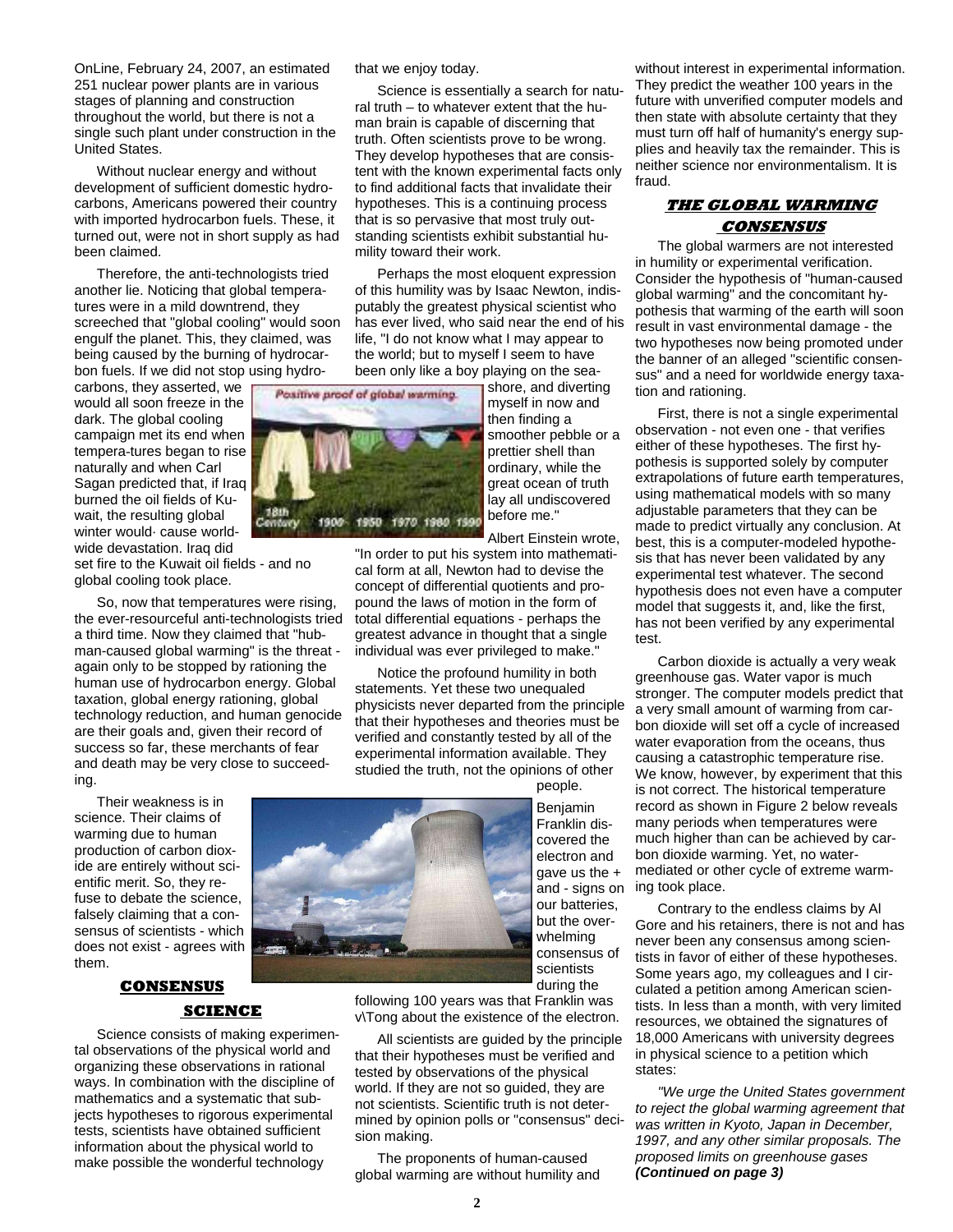OnLine, February 24, 2007, an estimated 251 nuclear power plants are in various stages of planning and construction throughout the world, but there is not a single such plant under construction in the United States.

Without nuclear energy and without development of sufficient domestic hydrocarbons, Americans powered their country with imported hydrocarbon fuels. These, it turned out, were not in short supply as had been claimed.

Therefore, the anti-technologists tried another lie. Noticing that global temperatures were in a mild downtrend, they screeched that "global cooling" would soon engulf the planet. This, they claimed, was being caused by the burning of hydrocarbon fuels. If we did not stop using hydrocarbons, they asserted, we would all soon freeze in the dark. The global cooling campaign met its end when tempera-tures began to rise naturally and when Carl Sagan predicted that, if Iraq burned the oil fields of Kuwait, the resulting global winter would· cause worldwide devastation. Iraq did set fire to the Kuwait oil fields - and no global cooling took place.

Positive proof of global warming.

18th Century 1900 1950 1970 1980 1990

So, now that temperatures were rising, the ever-resourceful anti-technologists tried a third time. Now they claimed that "hubman-caused global warming" is the threat - again only to be stopped by rationing the human use of hydrocarbon energy. Global taxation, global energy rationing, global technology reduction, and human genocide are their goals and, given their record of success so far, these merchants of fear and death may be very close to succeeding.

Their weakness is in science. Their claims of warming due to human production of carbon dioxide are entirely without scientific merit. So, they refuse to debate the science, falsely claiming that a consensus of scientists - which does not exist - agrees with them.

## CONSENSUS SCIENCE

Science consists of making experimental observations of the physical world and organizing these observations in rational ways. In combination with the discipline of mathematics and a systematic that subjects hypotheses to rigorous experimental tests, scientists have obtained sufficient information about the physical world to make possible the wonderful technology that we enjoy today.

Science is essentially a search for natural truth – to whatever extent that the human brain is capable of discerning that truth. Often scientists prove to be wrong. They develop hypotheses that are consistent with the known experimental facts only to find additional facts that invalidate their hypotheses. This is a continuing process that is so pervasive that most truly outstanding scientists exhibit substantial humility toward their work.

Perhaps the most eloquent expression of this humility was by Isaac Newton, indisputably the greatest physical scientist who has ever lived, who said near the end of his life, "I do not know what I may appear to the world; but to myself I seem to have been only like a boy playing on the seashore, and diverting myself in now and then finding a smoother pebble or a prettier shell than ordinary, while the great ocean of truth lay all undiscovered before me."

Albert Einstein wrote, "In order to put his system into mathematical form at all, Newton had to devise the concept of differential quotients and propound the laws of motion in the form of total differential equations - perhaps the greatest advance in thought that a single individual was ever privileged to make."

Notice the profound humility in both statements. Yet these two unequaled physicists never departed from the principle that their hypotheses and theories must be verified and constantly tested by all of the experimental information available. They studied the truth, not the opinions of other people.

Benjamin Franklin discovered the electron and gave us the + and - signs on our batteries, but the overwhelming consensus of scientists during the following 100 years was that Franklin was v\Tong about the existence of the electron.

All scientists are guided by the principle that their hypotheses must be verified and tested by observations of the physical world. If they are not so guided, they are not scientists. Scientific truth is not determined by opinion polls or "consensus" decision making.

The proponents of human-caused global warming are without humility and without interest in experimental information. They predict the weather 100 years in the future with unverified computer models and then state with absolute certainty that they must turn off half of humanity's energy supplies and heavily tax the remainder. This is neither science nor environmentalism. It is fraud.

## THE GLOBAL WARMING CONSENSUS

The global warmers are not interested in humility or experimental verification. Consider the hypothesis of "human-caused global warming" and the concomitant hypothesis that warming of the earth will soon result in vast environmental damage - the two hypotheses now being promoted under the banner of an alleged "scientific consensus" and a need for worldwide energy taxation and rationing.

First, there is not a single experimental observation - not even one - that verifies either of these hypotheses. The first hypothesis is supported solely by computer extrapolations of future earth temperatures, using mathematical models with so many adjustable parameters that they can be made to predict virtually any conclusion. At best, this is a computer-modeled hypothesis that has never been validated by any experimental test whatever. The second hypothesis does not even have a computer model that suggests it, and, like the first, has not been verified by any experimental test.

Carbon dioxide is actually a very weak greenhouse gas. Water vapor is much stronger. The computer models predict that a very small amount of warming from carbon dioxide will set off a cycle of increased water evaporation from the oceans, thus causing a catastrophic temperature rise. We know, however, by experiment that this is not correct. The historical temperature record as shown in Figure 2 below reveals many periods when temperatures were much higher than can be achieved by carbon dioxide warming. Yet, no water-mediated or other cycle of extreme warming took place.

Contrary to the endless claims by Al Gore and his retainers, there is not and has never been any consensus among scientists in favor of either of these hypotheses. Some years ago, my colleagues and I circulated a petition among American scientists. In less than a month, with very limited resources, we obtained the signatures of 18,000 Americans with university degrees in physical science to a petition which states:

*"We urge the United States government to reject the global warming agreement that was written in Kyoto, Japan in December, 1997, and any other similar proposals. The proposed limits on greenhouse gases* ***(Continued on page 3)***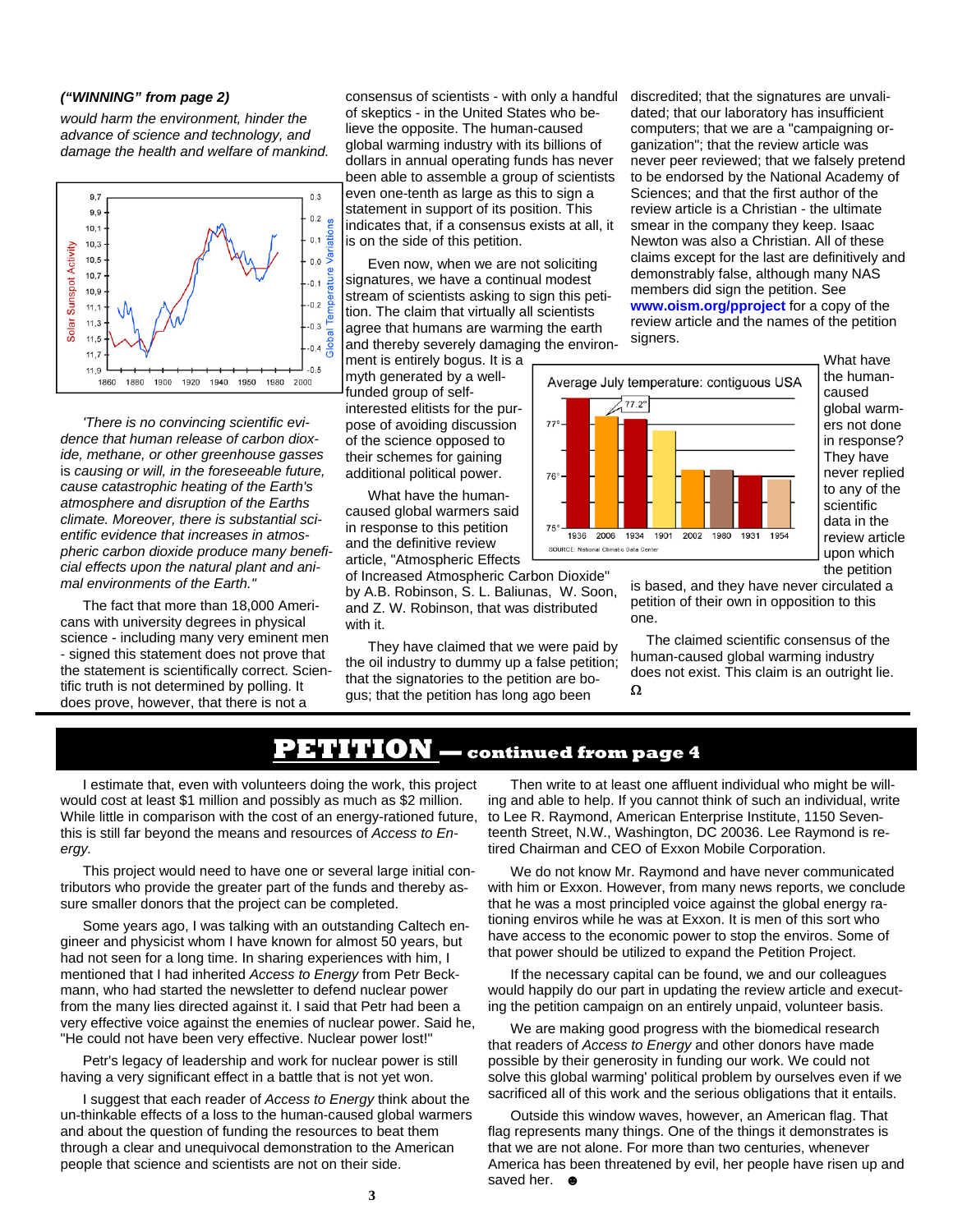*("WINNING" from page 2)*

*would harm the environment, hinder the advance of science and technology, and damage the health and welfare of mankind.*

9,7
9,9
10,1
10,3
10,5
10,7
10,9
11,1
11,3
11,5
11,7
11,9
Solar Sunspot Activity
0.3
0.2
0.1
0.0
-0.1
-0.2
-0.3
-0.4
-0.5
Global Temperature Variations
1860 1880 1900 1920 1940 1960 1980 2000

*'There is no convincing scientific evidence that human release of carbon dioxide, methane, or other greenhouse gasses* is *causing or will, in the foreseeable future, cause catastrophic heating of the Earth's atmosphere and disruption of the Earths climate. Moreover, there is substantial scientific evidence that increases in atmospheric carbon dioxide produce many beneficial effects upon the natural plant and animal environments of the Earth."*

The fact that more than 18,000 Americans with university degrees in physical science - including many very eminent men - signed this statement does not prove that the statement is scientifically correct. Scientific truth is not determined by polling. It does prove, however, that there is not a consensus of scientists - with only a handful of skeptics - in the United States who believe the opposite. The human-caused global warming industry with its billions of dollars in annual operating funds has never been able to assemble a group of scientists even one-tenth as large as this to sign a statement in support of its position. This indicates that, if a consensus exists at all, it is on the side of this petition.

Even now, when we are not soliciting signatures, we have a continual modest stream of scientists asking to sign this petition. The claim that virtually all scientists agree that humans are warming the earth and thereby severely damaging the environment is entirely bogus. It is a myth generated by a well-funded group of self-interested elitists for the purpose of avoiding discussion of the science opposed to their schemes for gaining additional political power.

What have the human-caused global warmers said in response to this petition and the definitive review article, "Atmospheric Effects of Increased Atmospheric Carbon Dioxide" by A.B. Robinson, S. L. Baliunas, W. Soon, and Z. W. Robinson, that was distributed with it.

They have claimed that we were paid by the oil industry to dummy up a false petition; that the signatories to the petition are bogus; that the petition has long ago been discredited; that the signatures are unvalidated; that our laboratory has insufficient computers; that we are a "campaigning organization"; that the review article was never peer reviewed; that we falsely pretend to be endorsed by the National Academy of Sciences; and that the first author of the review article is a Christian - the ultimate smear in the company they keep. Isaac Newton was also a Christian. All of these claims except for the last are definitively and demonstrably false, although many NAS members did sign the petition. See **www.oism.org/pproject** for a copy of the review article and the names of the petition signers.

Average July temperature: contiguous USA
77.2°
77°
76°
75°
1936 2006 1934 1901 2002 1980 1931 1954
SOURCE: National Climatic Data Center

What have the human-caused global warmers not done in response? They have never replied to any of the scientific data in the review article upon which the petition is based, and they have never circulated a petition of their own in opposition to this one.

The claimed scientific consensus of the human-caused global warming industry does not exist. This claim is an outright lie. Ω

# PETITION — continued from page 4

I estimate that, even with volunteers doing the work, this project would cost at least $1 million and possibly as much as $2 million. While little in comparison with the cost of an energy-rationed future, this is still far beyond the means and resources of *Access to Energy.*

This project would need to have one or several large initial contributors who provide the greater part of the funds and thereby assure smaller donors that the project can be completed.

Some years ago, I was talking with an outstanding Caltech engineer and physicist whom I have known for almost 50 years, but had not seen for a long time. In sharing experiences with him, I mentioned that I had inherited *Access to Energy* from Petr Beckmann, who had started the newsletter to defend nuclear power from the many lies directed against it. I said that Petr had been a very effective voice against the enemies of nuclear power. Said he, "He could not have been very effective. Nuclear power lost!"

Petr's legacy of leadership and work for nuclear power is still having a very significant effect in a battle that is not yet won.

I suggest that each reader of *Access to Energy* think about the un-thinkable effects of a loss to the human-caused global warmers and about the question of funding the resources to beat them through a clear and unequivocal demonstration to the American people that science and scientists are not on their side.

Then write to at least one affluent individual who might be willing and able to help. If you cannot think of such an individual, write to Lee R. Raymond, American Enterprise Institute, 1150 Seventeenth Street, N.W., Washington, DC 20036. Lee Raymond is retired Chairman and CEO of Exxon Mobile Corporation.

We do not know Mr. Raymond and have never communicated with him or Exxon. However, from many news reports, we conclude that he was a most principled voice against the global energy rationing enviros while he was at Exxon. It is men of this sort who have access to the economic power to stop the enviros. Some of that power should be utilized to expand the Petition Project.

If the necessary capital can be found, we and our colleagues would happily do our part in updating the review article and executing the petition campaign on an entirely unpaid, volunteer basis.

We are making good progress with the biomedical research that readers of *Access to Energy* and other donors have made possible by their generosity in funding our work. We could not solve this global warming' political problem by ourselves even if we sacrificed all of this work and the serious obligations that it entails.

Outside this window waves, however, an American flag. That flag represents many things. One of the things it demonstrates is that we are not alone. For more than two centuries, whenever America has been threatened by evil, her people have risen up and saved her. ☻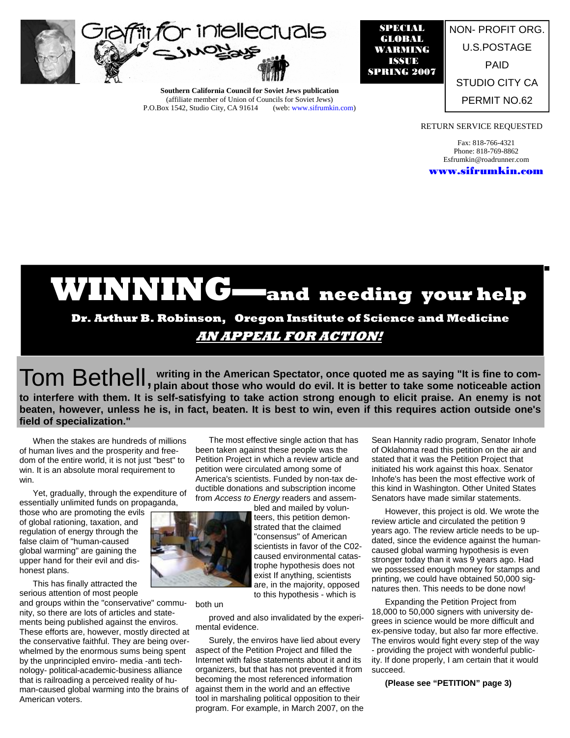Graffiti for intellectuals

SIMON says

**Southern California Council for Soviet Jews publication**
(affiliate member of Union of Councils for Soviet Jews)
P.O.Box 1542, Studio City, CA 91614 (web: www.sifrumkin.com)

**SPECIAL GLOBAL WARMING ISSUE SPRING 2007**

NON- PROFIT ORG.
U.S.POSTAGE
PAID
STUDIO CITY CA
PERMIT NO.62

RETURN SERVICE REQUESTED

Fax: 818-766-4321
Phone: 818-769-8862
Esfrumkin@roadrunner.com

**www.sifrumkin.com**

# WINNING—and needing your help

**Dr. Arthur B. Robinson, Oregon Institute of Science and Medicine**

***AN APPEAL FOR ACTION!***

**Tom Bethell, writing in the American Spectator, once quoted me as saying "It is fine to complain about those who would do evil. It is better to take some noticeable action to interfere with them. It is self-satisfying to take action strong enough to elicit praise. An enemy is not beaten, however, unless he is, in fact, beaten. It is best to win, even if this requires action outside one's field of specialization."**

When the stakes are hundreds of millions of human lives and the prosperity and freedom of the entire world, it is not just "best" to win. It is an absolute moral requirement to win.

Yet, gradually, through the expenditure of essentially unlimited funds on propaganda, those who are promoting the evils of global rationing, taxation, and regulation of energy through the false claim of "human-caused global warming" are gaining the upper hand for their evil and dishonest plans.

This has finally attracted the serious attention of most people and groups within the "conservative" community, so there are lots of articles and statements being published against the enviros. These efforts are, however, mostly directed at the conservative faithful. They are being overwhelmed by the enormous sums being spent by the unprincipled enviro- media -anti technology- political-academic-business alliance that is railroading a perceived reality of human-caused global warming into the brains of American voters.

The most effective single action that has been taken against these people was the Petition Project in which a review article and petition were circulated among some of America's scientists. Funded by non-tax deductible donations and subscription income from *Access to Energy* readers and assembled and mailed by volunteers, this petition demonstrated that the claimed "consensus" of American scientists in favor of the C02-caused environmental catastrophe hypothesis does not exist If anything, scientists are, in the majority, opposed to this hypothesis - which is both unproved and also invalidated by the experimental evidence.

Surely, the enviros have lied about every aspect of the Petition Project and filled the Internet with false statements about it and its organizers, but that has not prevented it from becoming the most referenced information against them in the world and an effective tool in marshaling political opposition to their program. For example, in March 2007, on the Sean Hannity radio program, Senator Inhofe of Oklahoma read this petition on the air and stated that it was the Petition Project that initiated his work against this hoax. Senator Inhofe's has been the most effective work of this kind in Washington. Other United States Senators have made similar statements.

However, this project is old. We wrote the review article and circulated the petition 9 years ago. The review article needs to be updated, since the evidence against the human-caused global warming hypothesis is even stronger today than it was 9 years ago. Had we possessed enough money for stamps and printing, we could have obtained 50,000 signatures then. This needs to be done now!

Expanding the Petition Project from 18,000 to 50,000 signers with university degrees in science would be more difficult and ex-pensive today, but also far more effective. The enviros would fight every step of the way - providing the project with wonderful publicity. If done properly, I am certain that it would succeed.

**(Please see "PETITION" page 3)**